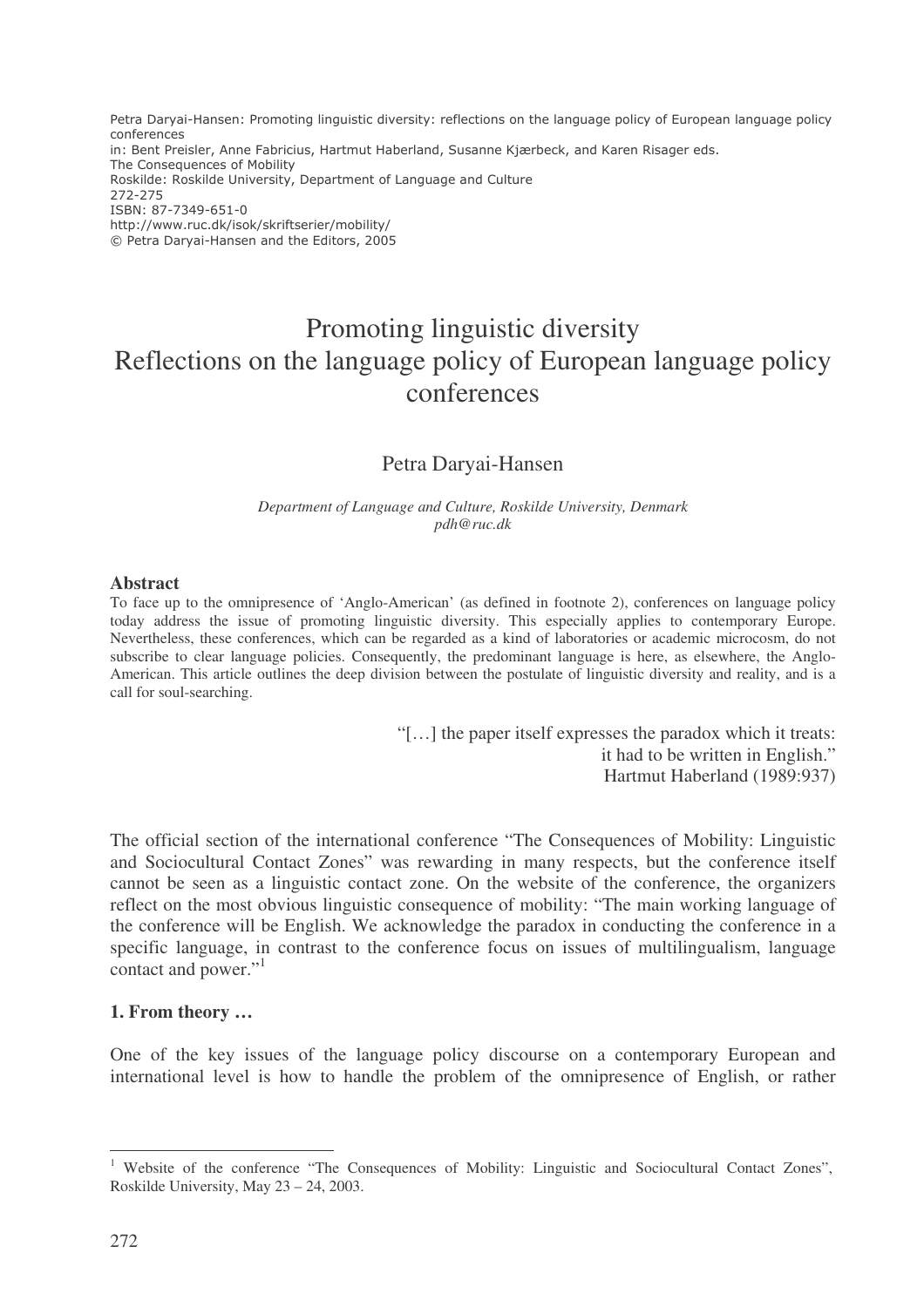Petra Daryai-Hansen: Promoting linguistic diversity: reflections on the language policy of European language policy conferences
in: Bent Preisler, Anne Fabricius, Hartmut Haberland, Susanne Kjærbeck, and Karen Risager eds.
The Consequences of Mobility
Roskilde: Roskilde University, Department of Language and Culture
272-275
ISBN: 87-7349-651-0
http://www.ruc.dk/isok/skriftserier/mobility/
© Petra Daryai-Hansen and the Editors, 2005

# Promoting linguistic diversity
# Reflections on the language policy of European language policy conferences

Petra Daryai-Hansen

*Department of Language and Culture, Roskilde University, Denmark*
*pdh@ruc.dk*

## Abstract

To face up to the omnipresence of 'Anglo-American' (as defined in footnote 2), conferences on language policy today address the issue of promoting linguistic diversity. This especially applies to contemporary Europe. Nevertheless, these conferences, which can be regarded as a kind of laboratories or academic microcosm, do not subscribe to clear language policies. Consequently, the predominant language is here, as elsewhere, the Anglo-American. This article outlines the deep division between the postulate of linguistic diversity and reality, and is a call for soul-searching.

> "[…] the paper itself expresses the paradox which it treats: it had to be written in English."
> Hartmut Haberland (1989:937)

The official section of the international conference "The Consequences of Mobility: Linguistic and Sociocultural Contact Zones" was rewarding in many respects, but the conference itself cannot be seen as a linguistic contact zone. On the website of the conference, the organizers reflect on the most obvious linguistic consequence of mobility: "The main working language of the conference will be English. We acknowledge the paradox in conducting the conference in a specific language, in contrast to the conference focus on issues of multilingualism, language contact and power."[1]

## 1. From theory …

One of the key issues of the language policy discourse on a contemporary European and international level is how to handle the problem of the omnipresence of English, or rather

[1] Website of the conference "The Consequences of Mobility: Linguistic and Sociocultural Contact Zones", Roskilde University, May 23 – 24, 2003.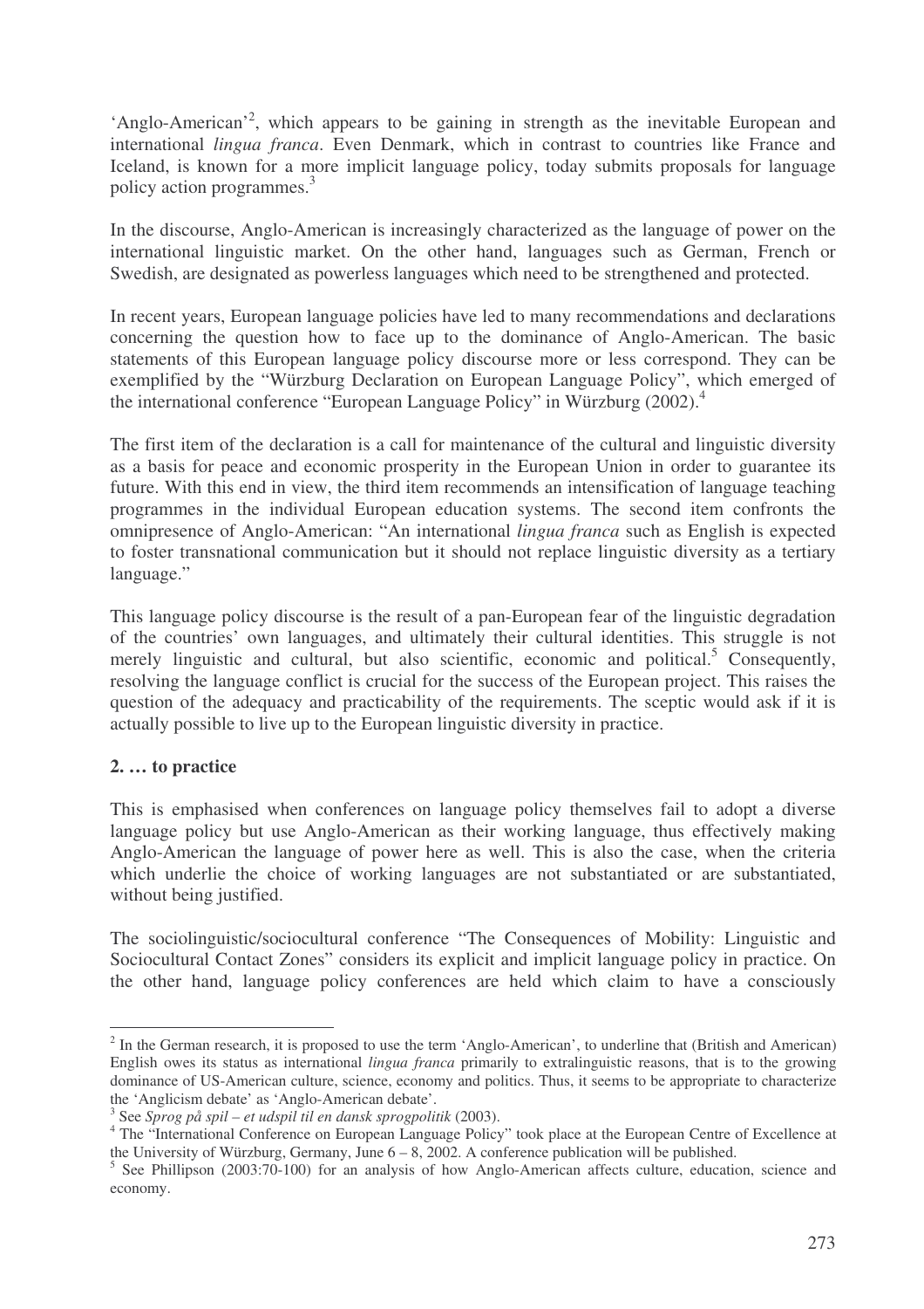'Anglo-American'[2], which appears to be gaining in strength as the inevitable European and international *lingua franca*. Even Denmark, which in contrast to countries like France and Iceland, is known for a more implicit language policy, today submits proposals for language policy action programmes.[3]

In the discourse, Anglo-American is increasingly characterized as the language of power on the international linguistic market. On the other hand, languages such as German, French or Swedish, are designated as powerless languages which need to be strengthened and protected.

In recent years, European language policies have led to many recommendations and declarations concerning the question how to face up to the dominance of Anglo-American. The basic statements of this European language policy discourse more or less correspond. They can be exemplified by the "Würzburg Declaration on European Language Policy", which emerged of the international conference "European Language Policy" in Würzburg (2002).[4]

The first item of the declaration is a call for maintenance of the cultural and linguistic diversity as a basis for peace and economic prosperity in the European Union in order to guarantee its future. With this end in view, the third item recommends an intensification of language teaching programmes in the individual European education systems. The second item confronts the omnipresence of Anglo-American: "An international *lingua franca* such as English is expected to foster transnational communication but it should not replace linguistic diversity as a tertiary language."

This language policy discourse is the result of a pan-European fear of the linguistic degradation of the countries' own languages, and ultimately their cultural identities. This struggle is not merely linguistic and cultural, but also scientific, economic and political.[5] Consequently, resolving the language conflict is crucial for the success of the European project. This raises the question of the adequacy and practicability of the requirements. The sceptic would ask if it is actually possible to live up to the European linguistic diversity in practice.

## 2. … to practice

This is emphasised when conferences on language policy themselves fail to adopt a diverse language policy but use Anglo-American as their working language, thus effectively making Anglo-American the language of power here as well. This is also the case, when the criteria which underlie the choice of working languages are not substantiated or are substantiated, without being justified.

The sociolinguistic/sociocultural conference "The Consequences of Mobility: Linguistic and Sociocultural Contact Zones" considers its explicit and implicit language policy in practice. On the other hand, language policy conferences are held which claim to have a consciously

---

[2] In the German research, it is proposed to use the term 'Anglo-American', to underline that (British and American) English owes its status as international *lingua franca* primarily to extralinguistic reasons, that is to the growing dominance of US-American culture, science, economy and politics. Thus, it seems to be appropriate to characterize the 'Anglicism debate' as 'Anglo-American debate'.

[3] See *Sprog på spil – et udspil til en dansk sprogpolitik* (2003).

[4] The "International Conference on European Language Policy" took place at the European Centre of Excellence at the University of Würzburg, Germany, June 6 – 8, 2002. A conference publication will be published.

[5] See Phillipson (2003:70-100) for an analysis of how Anglo-American affects culture, education, science and economy.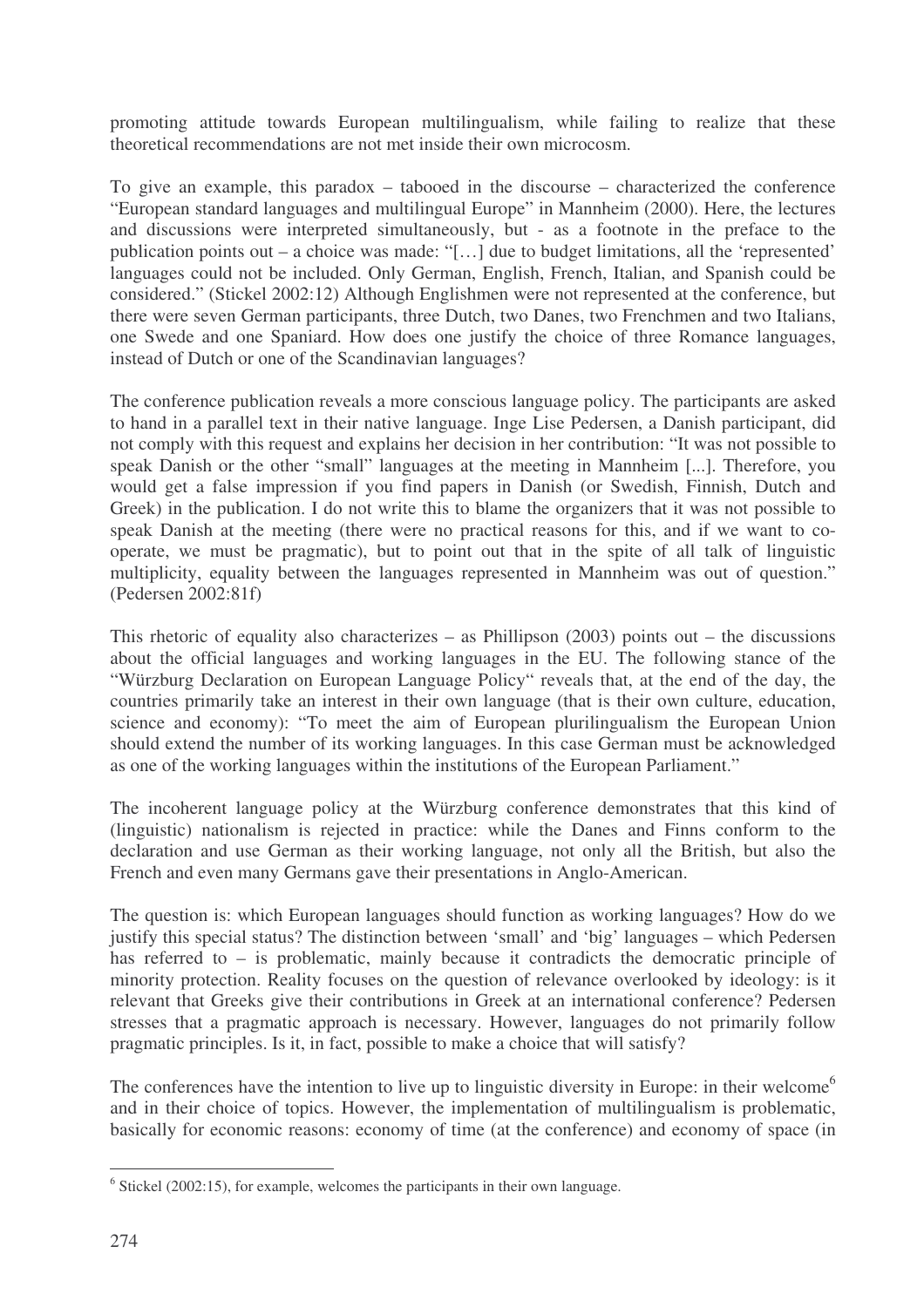promoting attitude towards European multilingualism, while failing to realize that these theoretical recommendations are not met inside their own microcosm.

To give an example, this paradox – tabooed in the discourse – characterized the conference "European standard languages and multilingual Europe" in Mannheim (2000). Here, the lectures and discussions were interpreted simultaneously, but - as a footnote in the preface to the publication points out – a choice was made: "[…] due to budget limitations, all the 'represented' languages could not be included. Only German, English, French, Italian, and Spanish could be considered." (Stickel 2002:12) Although Englishmen were not represented at the conference, but there were seven German participants, three Dutch, two Danes, two Frenchmen and two Italians, one Swede and one Spaniard. How does one justify the choice of three Romance languages, instead of Dutch or one of the Scandinavian languages?

The conference publication reveals a more conscious language policy. The participants are asked to hand in a parallel text in their native language. Inge Lise Pedersen, a Danish participant, did not comply with this request and explains her decision in her contribution: "It was not possible to speak Danish or the other "small" languages at the meeting in Mannheim [...]. Therefore, you would get a false impression if you find papers in Danish (or Swedish, Finnish, Dutch and Greek) in the publication. I do not write this to blame the organizers that it was not possible to speak Danish at the meeting (there were no practical reasons for this, and if we want to co-operate, we must be pragmatic), but to point out that in the spite of all talk of linguistic multiplicity, equality between the languages represented in Mannheim was out of question." (Pedersen 2002:81f)

This rhetoric of equality also characterizes – as Phillipson (2003) points out – the discussions about the official languages and working languages in the EU. The following stance of the "Würzburg Declaration on European Language Policy" reveals that, at the end of the day, the countries primarily take an interest in their own language (that is their own culture, education, science and economy): "To meet the aim of European plurilingualism the European Union should extend the number of its working languages. In this case German must be acknowledged as one of the working languages within the institutions of the European Parliament."

The incoherent language policy at the Würzburg conference demonstrates that this kind of (linguistic) nationalism is rejected in practice: while the Danes and Finns conform to the declaration and use German as their working language, not only all the British, but also the French and even many Germans gave their presentations in Anglo-American.

The question is: which European languages should function as working languages? How do we justify this special status? The distinction between 'small' and 'big' languages – which Pedersen has referred to – is problematic, mainly because it contradicts the democratic principle of minority protection. Reality focuses on the question of relevance overlooked by ideology: is it relevant that Greeks give their contributions in Greek at an international conference? Pedersen stresses that a pragmatic approach is necessary. However, languages do not primarily follow pragmatic principles. Is it, in fact, possible to make a choice that will satisfy?

The conferences have the intention to live up to linguistic diversity in Europe: in their welcome[6] and in their choice of topics. However, the implementation of multilingualism is problematic, basically for economic reasons: economy of time (at the conference) and economy of space (in

[6] Stickel (2002:15), for example, welcomes the participants in their own language.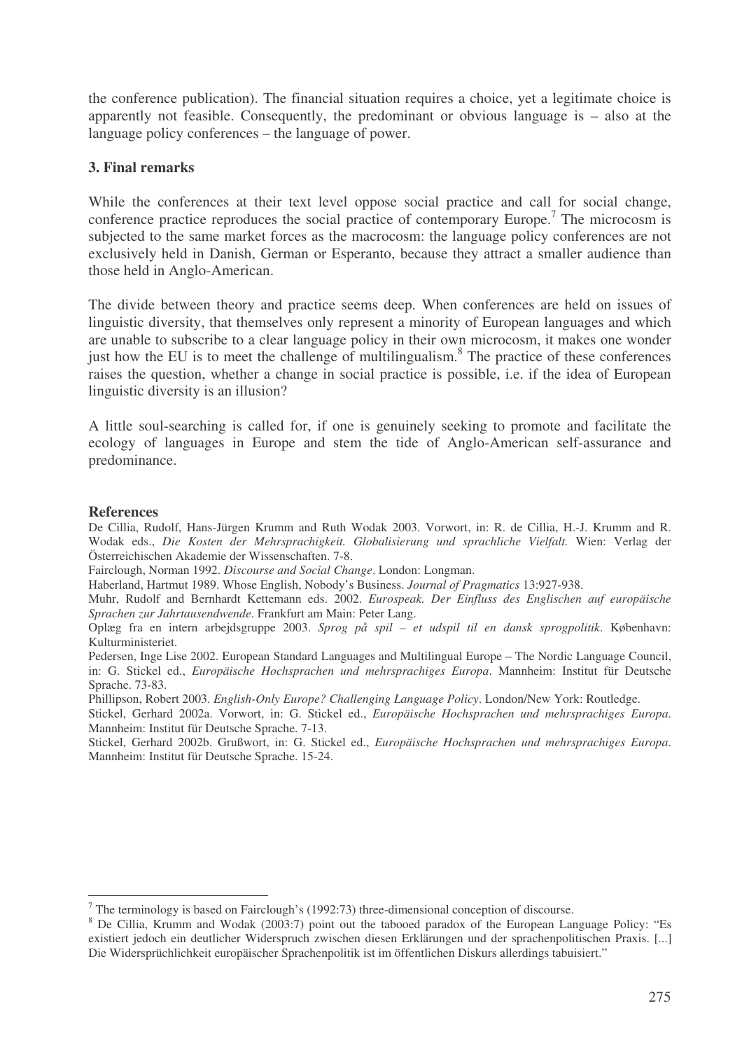the conference publication). The financial situation requires a choice, yet a legitimate choice is apparently not feasible. Consequently, the predominant or obvious language is – also at the language policy conferences – the language of power.

### 3. Final remarks

While the conferences at their text level oppose social practice and call for social change, conference practice reproduces the social practice of contemporary Europe.[7] The microcosm is subjected to the same market forces as the macrocosm: the language policy conferences are not exclusively held in Danish, German or Esperanto, because they attract a smaller audience than those held in Anglo-American.

The divide between theory and practice seems deep. When conferences are held on issues of linguistic diversity, that themselves only represent a minority of European languages and which are unable to subscribe to a clear language policy in their own microcosm, it makes one wonder just how the EU is to meet the challenge of multilingualism.[8] The practice of these conferences raises the question, whether a change in social practice is possible, i.e. if the idea of European linguistic diversity is an illusion?

A little soul-searching is called for, if one is genuinely seeking to promote and facilitate the ecology of languages in Europe and stem the tide of Anglo-American self-assurance and predominance.

### References

De Cillia, Rudolf, Hans-Jürgen Krumm and Ruth Wodak 2003. Vorwort, in: R. de Cillia, H.-J. Krumm and R. Wodak eds., *Die Kosten der Mehrsprachigkeit. Globalisierung und sprachliche Vielfalt.* Wien: Verlag der Österreichischen Akademie der Wissenschaften. 7-8.

Fairclough, Norman 1992. *Discourse and Social Change*. London: Longman.

Haberland, Hartmut 1989. Whose English, Nobody's Business. *Journal of Pragmatics* 13:927-938.

Muhr, Rudolf and Bernhardt Kettemann eds. 2002. *Eurospeak. Der Einfluss des Englischen auf europäische Sprachen zur Jahrtausendwende*. Frankfurt am Main: Peter Lang.

Oplæg fra en intern arbejdsgruppe 2003. *Sprog på spil – et udspil til en dansk sprogpolitik*. København: Kulturministeriet.

Pedersen, Inge Lise 2002. European Standard Languages and Multilingual Europe – The Nordic Language Council, in: G. Stickel ed., *Europäische Hochsprachen und mehrsprachiges Europa*. Mannheim: Institut für Deutsche Sprache. 73-83.

Phillipson, Robert 2003. *English-Only Europe? Challenging Language Policy*. London/New York: Routledge.

Stickel, Gerhard 2002a. Vorwort, in: G. Stickel ed., *Europäische Hochsprachen und mehrsprachiges Europa*. Mannheim: Institut für Deutsche Sprache. 7-13.

Stickel, Gerhard 2002b. Grußwort, in: G. Stickel ed., *Europäische Hochsprachen und mehrsprachiges Europa*. Mannheim: Institut für Deutsche Sprache. 15-24.

---

[7] The terminology is based on Fairclough's (1992:73) three-dimensional conception of discourse.

[8] De Cillia, Krumm and Wodak (2003:7) point out the tabooed paradox of the European Language Policy: "Es existiert jedoch ein deutlicher Widerspruch zwischen diesen Erklärungen und der sprachenpolitischen Praxis. [...] Die Widersprüchlichkeit europäischer Sprachenpolitik ist im öffentlichen Diskurs allerdings tabuisiert."